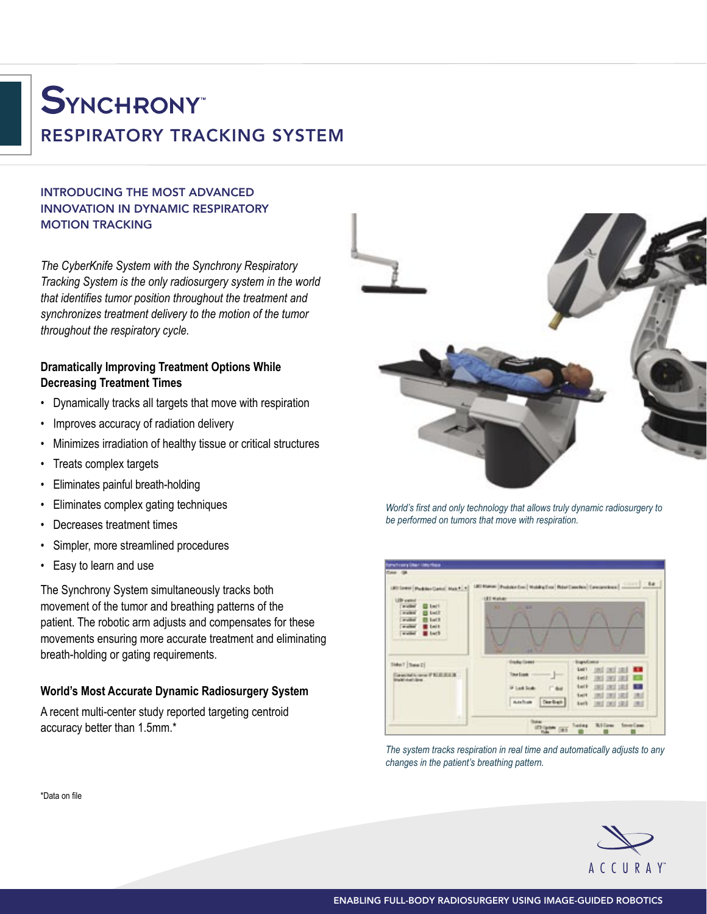# SYNCHRONY™

## RESPIRATORY TRACKING SYSTEM

### INTRODUCING THE MOST ADVANCED INNOVATION IN DYNAMIC RESPIRATORY MOTION TRACKING

*The CyberKnife System with the Synchrony Respiratory Tracking System is the only radiosurgery system in the world that identifies tumor position throughout the treatment and synchronizes treatment delivery to the motion of the tumor throughout the respiratory cycle.*

**Dramatically Improving Treatment Options While Decreasing Treatment Times**

- Dynamically tracks all targets that move with respiration
- Improves accuracy of radiation delivery
- Minimizes irradiation of healthy tissue or critical structures
- Treats complex targets
- Eliminates painful breath-holding
- Eliminates complex gating techniques
- Decreases treatment times
- Simpler, more streamlined procedures
- Easy to learn and use

The Synchrony System simultaneously tracks both movement of the tumor and breathing patterns of the patient. The robotic arm adjusts and compensates for these movements ensuring more accurate treatment and eliminating breath-holding or gating requirements.

**World's Most Accurate Dynamic Radiosurgery System**

A recent multi-center study reported targeting centroid accuracy better than 1.5mm.*

*World's first and only technology that allows truly dynamic radiosurgery to be performed on tumors that move with respiration.*

*The system tracks respiration in real time and automatically adjusts to any changes in the patient's breathing pattern.*

*Data on file

ACCURAY™

ENABLING FULL-BODY RADIOSURGERY USING IMAGE-GUIDED ROBOTICS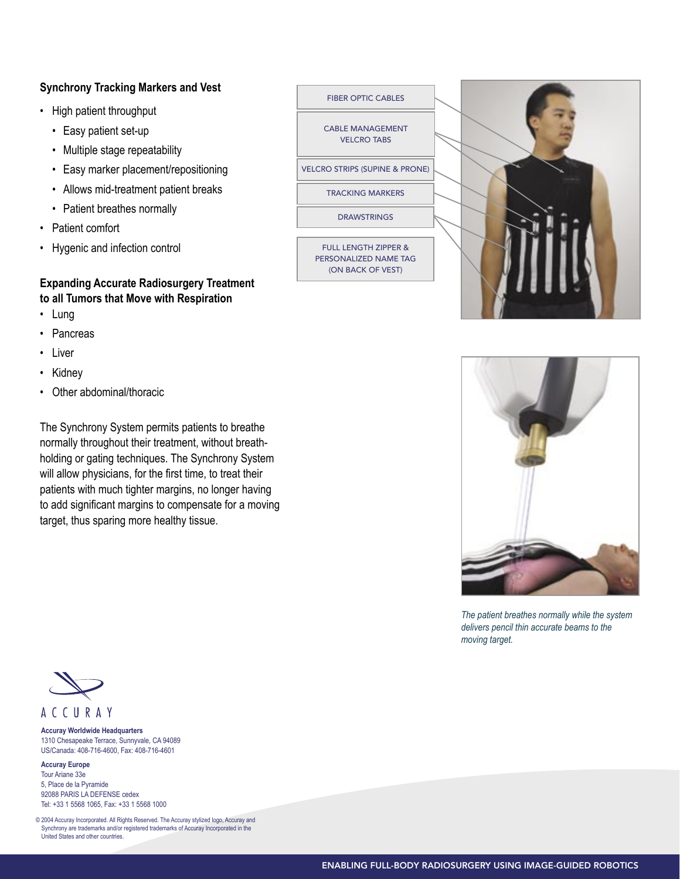### Synchrony Tracking Markers and Vest

- High patient throughput
  - Easy patient set-up
  - Multiple stage repeatability
  - Easy marker placement/repositioning
  - Allows mid-treatment patient breaks
  - Patient breathes normally
- Patient comfort
- Hygenic and infection control

FIBER OPTIC CABLES

CABLE MANAGEMENT VELCRO TABS

VELCRO STRIPS (SUPINE & PRONE)

TRACKING MARKERS

DRAWSTRINGS

FULL LENGTH ZIPPER & PERSONALIZED NAME TAG (ON BACK OF VEST)

### Expanding Accurate Radiosurgery Treatment to all Tumors that Move with Respiration

- Lung
- Pancreas
- Liver
- Kidney
- Other abdominal/thoracic

The Synchrony System permits patients to breathe normally throughout their treatment, without breath-holding or gating techniques. The Synchrony System will allow physicians, for the first time, to treat their patients with much tighter margins, no longer having to add significant margins to compensate for a moving target, thus sparing more healthy tissue.

*The patient breathes normally while the system delivers pencil thin accurate beams to the moving target.*

ACCURAY

**Accuray Worldwide Headquarters**
1310 Chesapeake Terrace, Sunnyvale, CA 94089
US/Canada: 408-716-4600, Fax: 408-716-4601

**Accuray Europe**
Tour Ariane 33e
5, Place de la Pyramide
92088 PARIS LA DEFENSE cedex
Tel: +33 1 5568 1065, Fax: +33 1 5568 1000

© 2004 Accuray Incorporated. All Rights Reserved. The Accuray stylized logo, Accuray and Synchrony are trademarks and/or registered trademarks of Accuray Incorporated in the United States and other countries.

ENABLING FULL-BODY RADIOSURGERY USING IMAGE-GUIDED ROBOTICS